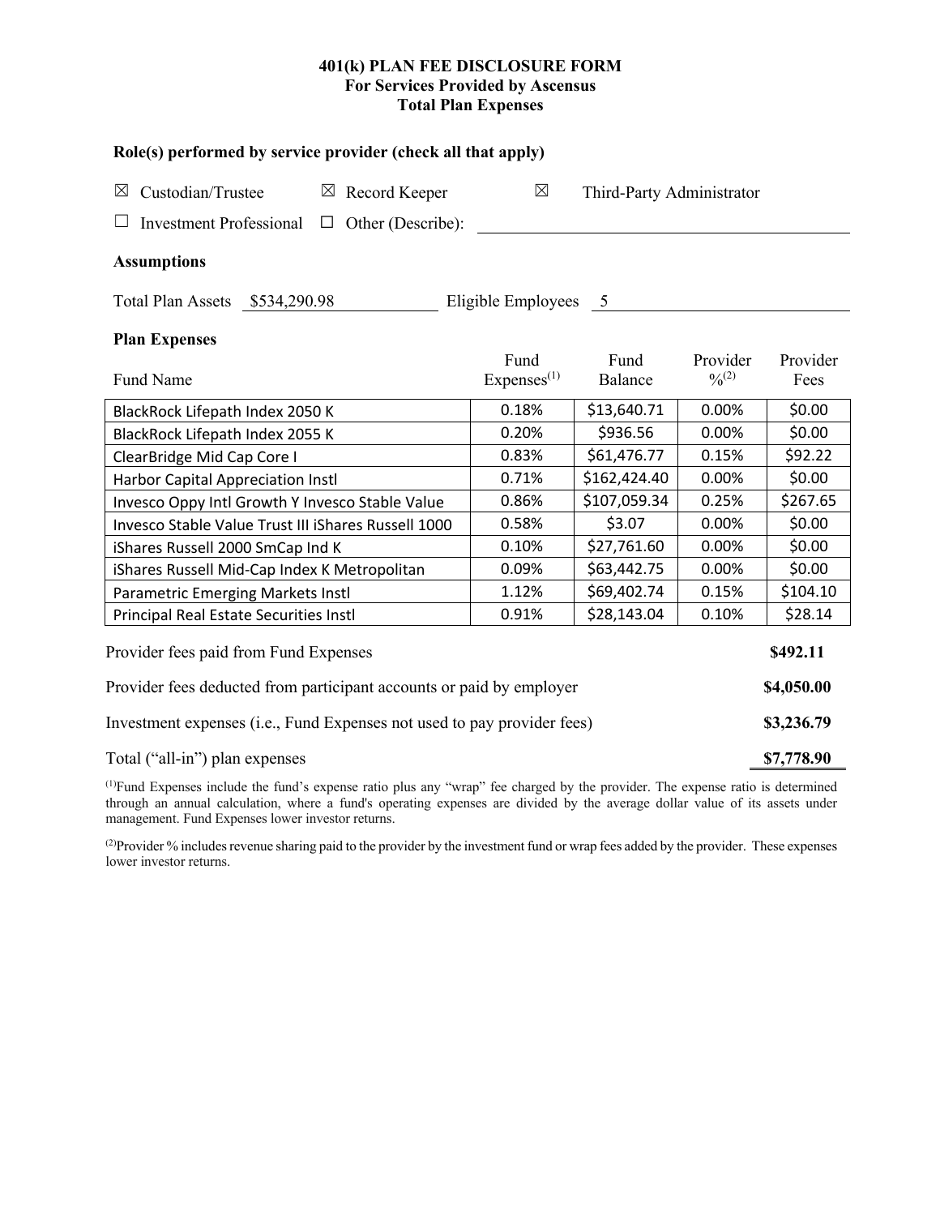# 401(k) PLAN FEE DISCLOSURE FORM
## For Services Provided by Ascensus
## Total Plan Expenses

### Role(s) performed by service provider (check all that apply)

☒ Custodian/Trustee ☒ Record Keeper ☒ Third-Party Administrator

☐ Investment Professional ☐ Other (Describe): ____________________

### Assumptions

Total Plan Assets $534,290.98 Eligible Employees 5

### Plan Expenses

| Fund Name | Fund Expenses[(1)] | Fund Balance | Provider %[(2)] | Provider Fees |
|---|---|---|---|---|
| BlackRock Lifepath Index 2050 K | 0.18% | $13,640.71 | 0.00% | $0.00 |
| BlackRock Lifepath Index 2055 K | 0.20% | $936.56 | 0.00% | $0.00 |
| ClearBridge Mid Cap Core I | 0.83% | $61,476.77 | 0.15% | $92.22 |
| Harbor Capital Appreciation Instl | 0.71% | $162,424.40 | 0.00% | $0.00 |
| Invesco Oppy Intl Growth Y Invesco Stable Value | 0.86% | $107,059.34 | 0.25% | $267.65 |
| Invesco Stable Value Trust III iShares Russell 1000 | 0.58% | $3.07 | 0.00% | $0.00 |
| iShares Russell 2000 SmCap Ind K | 0.10% | $27,761.60 | 0.00% | $0.00 |
| iShares Russell Mid-Cap Index K Metropolitan | 0.09% | $63,442.75 | 0.00% | $0.00 |
| Parametric Emerging Markets Instl | 1.12% | $69,402.74 | 0.15% | $104.10 |
| Principal Real Estate Securities Instl | 0.91% | $28,143.04 | 0.10% | $28.14 |

| | |
|---|---|
| Provider fees paid from Fund Expenses | **$492.11** |
| Provider fees deducted from participant accounts or paid by employer | **$4,050.00** |
| Investment expenses (i.e., Fund Expenses not used to pay provider fees) | **$3,236.79** |
| Total ("all-in") plan expenses | **$7,778.90** |

[(1)]Fund Expenses include the fund's expense ratio plus any "wrap" fee charged by the provider. The expense ratio is determined through an annual calculation, where a fund's operating expenses are divided by the average dollar value of its assets under management. Fund Expenses lower investor returns.

[(2)]Provider % includes revenue sharing paid to the provider by the investment fund or wrap fees added by the provider. These expenses lower investor returns.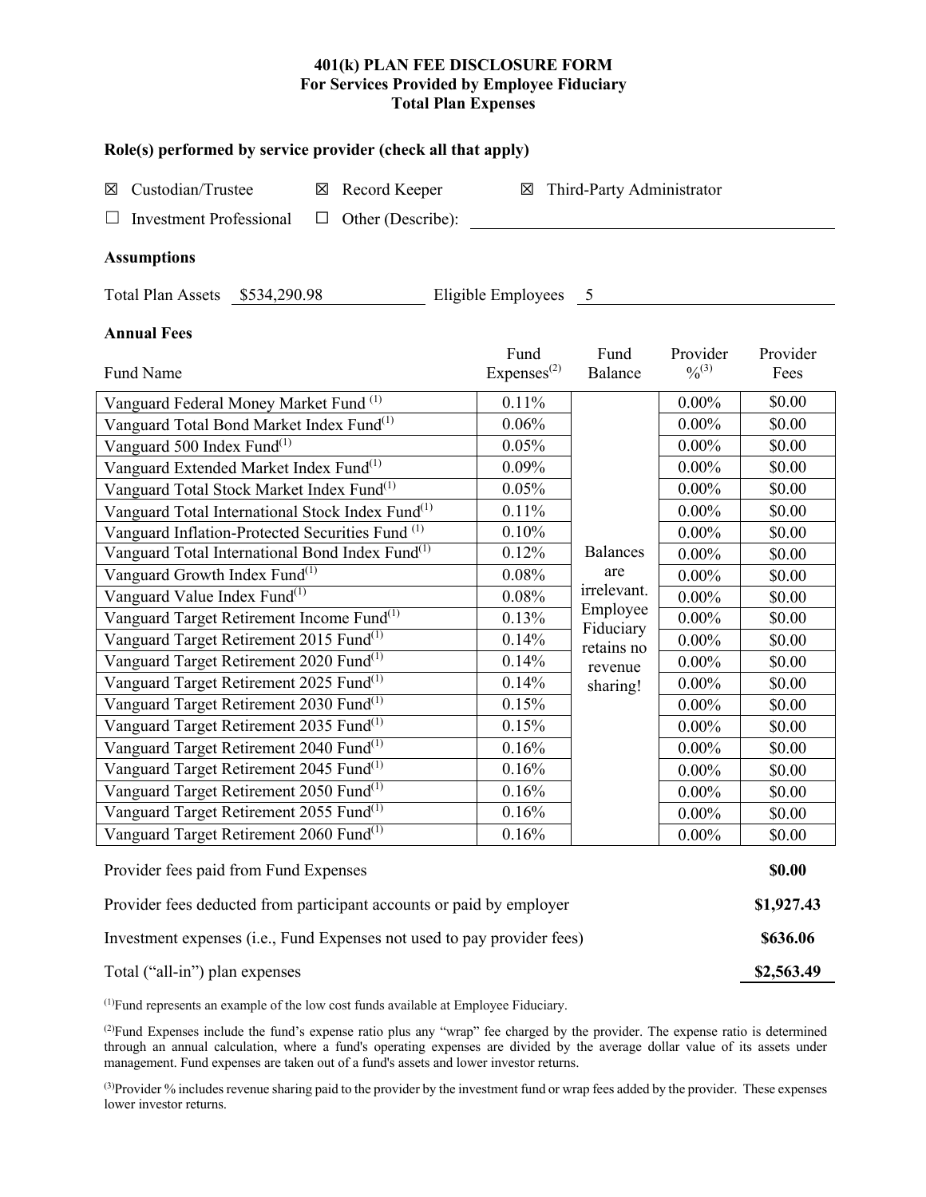# 401(k) PLAN FEE DISCLOSURE FORM
## For Services Provided by Employee Fiduciary
## Total Plan Expenses

### Role(s) performed by service provider (check all that apply)

☒ Custodian/Trustee ☒ Record Keeper ☒ Third-Party Administrator

☐ Investment Professional ☐ Other (Describe):

### Assumptions

Total Plan Assets $534,290.98 Eligible Employees 5

### Annual Fees

| Fund Name | Fund Expenses[2] | Fund Balance | Provider %[3] | Provider Fees |
|---|---|---|---|---|
| Vanguard Federal Money Market Fund [1] | 0.11% | Balances are irrelevant. Employee Fiduciary retains no revenue sharing! | 0.00% | $0.00 |
| Vanguard Total Bond Market Index Fund[1] | 0.06% | | 0.00% | $0.00 |
| Vanguard 500 Index Fund[1] | 0.05% | | 0.00% | $0.00 |
| Vanguard Extended Market Index Fund[1] | 0.09% | | 0.00% | $0.00 |
| Vanguard Total Stock Market Index Fund[1] | 0.05% | | 0.00% | $0.00 |
| Vanguard Total International Stock Index Fund[1] | 0.11% | | 0.00% | $0.00 |
| Vanguard Inflation-Protected Securities Fund [1] | 0.10% | | 0.00% | $0.00 |
| Vanguard Total International Bond Index Fund[1] | 0.12% | | 0.00% | $0.00 |
| Vanguard Growth Index Fund[1] | 0.08% | | 0.00% | $0.00 |
| Vanguard Value Index Fund[1] | 0.08% | | 0.00% | $0.00 |
| Vanguard Target Retirement Income Fund[1] | 0.13% | | 0.00% | $0.00 |
| Vanguard Target Retirement 2015 Fund[1] | 0.14% | | 0.00% | $0.00 |
| Vanguard Target Retirement 2020 Fund[1] | 0.14% | | 0.00% | $0.00 |
| Vanguard Target Retirement 2025 Fund[1] | 0.14% | | 0.00% | $0.00 |
| Vanguard Target Retirement 2030 Fund[1] | 0.15% | | 0.00% | $0.00 |
| Vanguard Target Retirement 2035 Fund[1] | 0.15% | | 0.00% | $0.00 |
| Vanguard Target Retirement 2040 Fund[1] | 0.16% | | 0.00% | $0.00 |
| Vanguard Target Retirement 2045 Fund[1] | 0.16% | | 0.00% | $0.00 |
| Vanguard Target Retirement 2050 Fund[1] | 0.16% | | 0.00% | $0.00 |
| Vanguard Target Retirement 2055 Fund[1] | 0.16% | | 0.00% | $0.00 |
| Vanguard Target Retirement 2060 Fund[1] | 0.16% | | 0.00% | $0.00 |

| | |
|---|---|
| Provider fees paid from Fund Expenses | **$0.00** |
| Provider fees deducted from participant accounts or paid by employer | **$1,927.43** |
| Investment expenses (i.e., Fund Expenses not used to pay provider fees) | **$636.06** |
| Total ("all-in") plan expenses | **$2,563.49** |

[1]Fund represents an example of the low cost funds available at Employee Fiduciary.

[2]Fund Expenses include the fund's expense ratio plus any "wrap" fee charged by the provider. The expense ratio is determined through an annual calculation, where a fund's operating expenses are divided by the average dollar value of its assets under management. Fund expenses are taken out of a fund's assets and lower investor returns.

[3]Provider % includes revenue sharing paid to the provider by the investment fund or wrap fees added by the provider. These expenses lower investor returns.